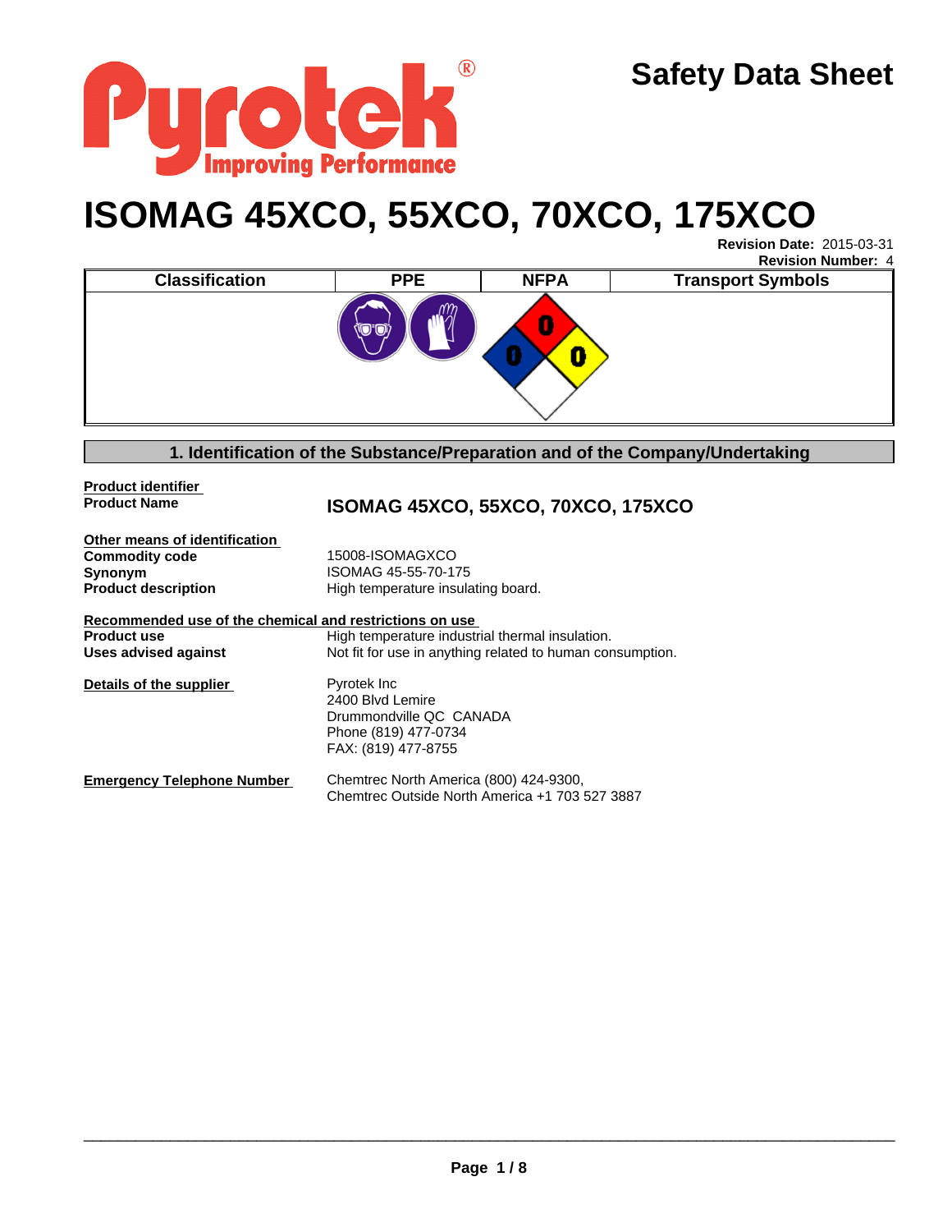# Safety Data Sheet

# ISOMAG 45XCO, 55XCO, 70XCO, 175XCO

**Revision Date:** 2015-03-31
**Revision Number:** 4

| Classification | PPE | NFPA | Transport Symbols |
|---|---|---|---|
| | | 0 / 0 / 0 | |

## 1. Identification of the Substance/Preparation and of the Company/Undertaking

**Product identifier**

**Product Name** — **ISOMAG 45XCO, 55XCO, 70XCO, 175XCO**

**Other means of identification**

| | |
|---|---|
| **Commodity code** | 15008-ISOMAGXCO |
| **Synonym** | ISOMAG 45-55-70-175 |
| **Product description** | High temperature insulating board. |

**Recommended use of the chemical and restrictions on use**

| | |
|---|---|
| **Product use** | High temperature industrial thermal insulation. |
| **Uses advised against** | Not fit for use in anything related to human consumption. |

**Details of the supplier**

Pyrotek Inc
2400 Blvd Lemire
Drummondville QC CANADA
Phone (819) 477-0734
FAX: (819) 477-8755

**Emergency Telephone Number**

Chemtrec North America (800) 424-9300,
Chemtrec Outside North America +1 703 527 3887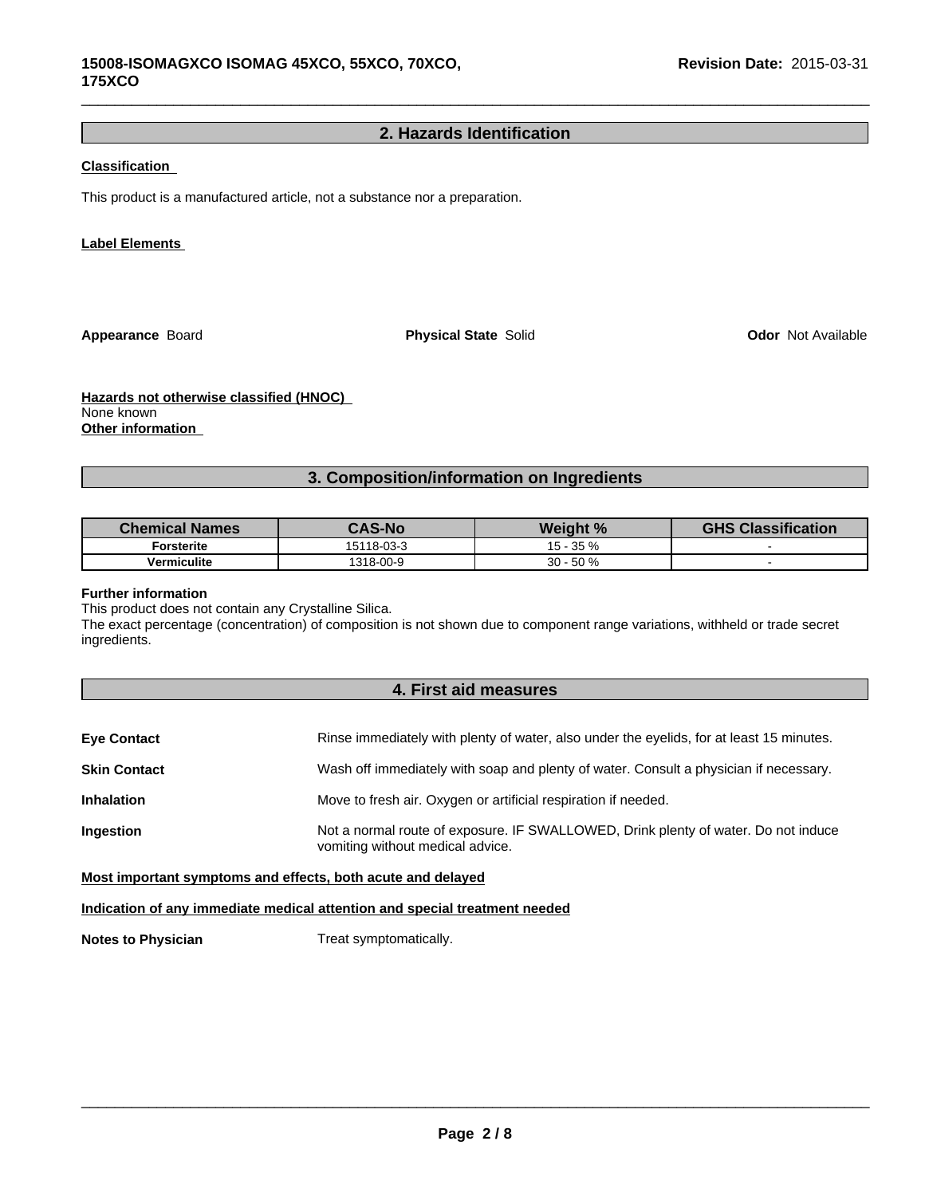## 2. Hazards Identification

**Classification**

This product is a manufactured article, not a substance nor a preparation.

**Label Elements**

**Appearance** Board **Physical State** Solid **Odor** Not Available

**Hazards not otherwise classified (HNOC)**
None known
**Other information**

## 3. Composition/information on Ingredients

| Chemical Names | CAS-No | Weight % | GHS Classification |
|---|---|---|---|
| Forsterite | 15118-03-3 | 15 - 35 % | - |
| Vermiculite | 1318-00-9 | 30 - 50 % | - |

**Further information**
This product does not contain any Crystalline Silica.
The exact percentage (concentration) of composition is not shown due to component range variations, withheld or trade secret ingredients.

## 4. First aid measures

**Eye Contact** Rinse immediately with plenty of water, also under the eyelids, for at least 15 minutes.

**Skin Contact** Wash off immediately with soap and plenty of water. Consult a physician if necessary.

**Inhalation** Move to fresh air. Oxygen or artificial respiration if needed.

**Ingestion** Not a normal route of exposure. IF SWALLOWED, Drink plenty of water. Do not induce vomiting without medical advice.

**Most important symptoms and effects, both acute and delayed**

**Indication of any immediate medical attention and special treatment needed**

**Notes to Physician** Treat symptomatically.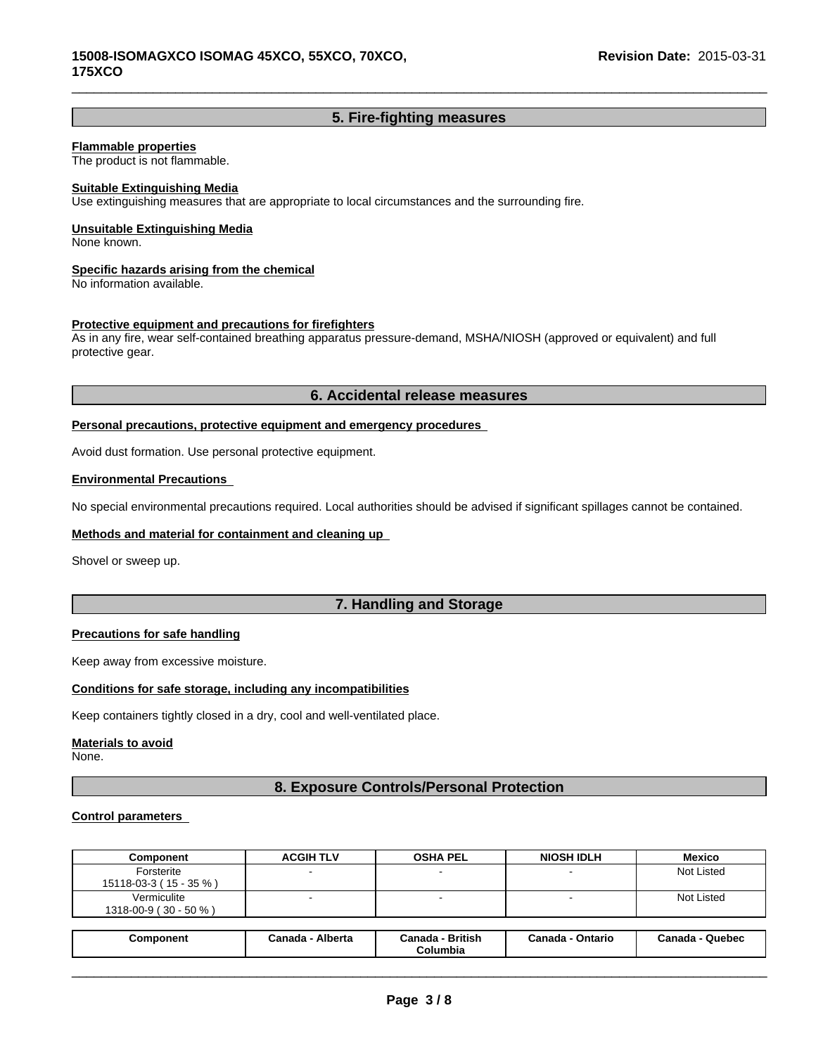## 5. Fire-fighting measures

**Flammable properties**
The product is not flammable.

**Suitable Extinguishing Media**
Use extinguishing measures that are appropriate to local circumstances and the surrounding fire.

**Unsuitable Extinguishing Media**
None known.

**Specific hazards arising from the chemical**
No information available.

**Protective equipment and precautions for firefighters**
As in any fire, wear self-contained breathing apparatus pressure-demand, MSHA/NIOSH (approved or equivalent) and full protective gear.

## 6. Accidental release measures

**Personal precautions, protective equipment and emergency procedures**

Avoid dust formation. Use personal protective equipment.

**Environmental Precautions**

No special environmental precautions required. Local authorities should be advised if significant spillages cannot be contained.

**Methods and material for containment and cleaning up**

Shovel or sweep up.

## 7. Handling and Storage

**Precautions for safe handling**

Keep away from excessive moisture.

**Conditions for safe storage, including any incompatibilities**

Keep containers tightly closed in a dry, cool and well-ventilated place.

**Materials to avoid**
None.

## 8. Exposure Controls/Personal Protection

**Control parameters**

| Component | ACGIH TLV | OSHA PEL | NIOSH IDLH | Mexico |
|---|---|---|---|---|
| Forsterite 15118-03-3 ( 15 - 35 % ) | - | - | - | Not Listed |
| Vermiculite 1318-00-9 ( 30 - 50 % ) | - | - | - | Not Listed |

| Component | Canada - Alberta | Canada - British Columbia | Canada - Ontario | Canada - Quebec |
|---|---|---|---|---|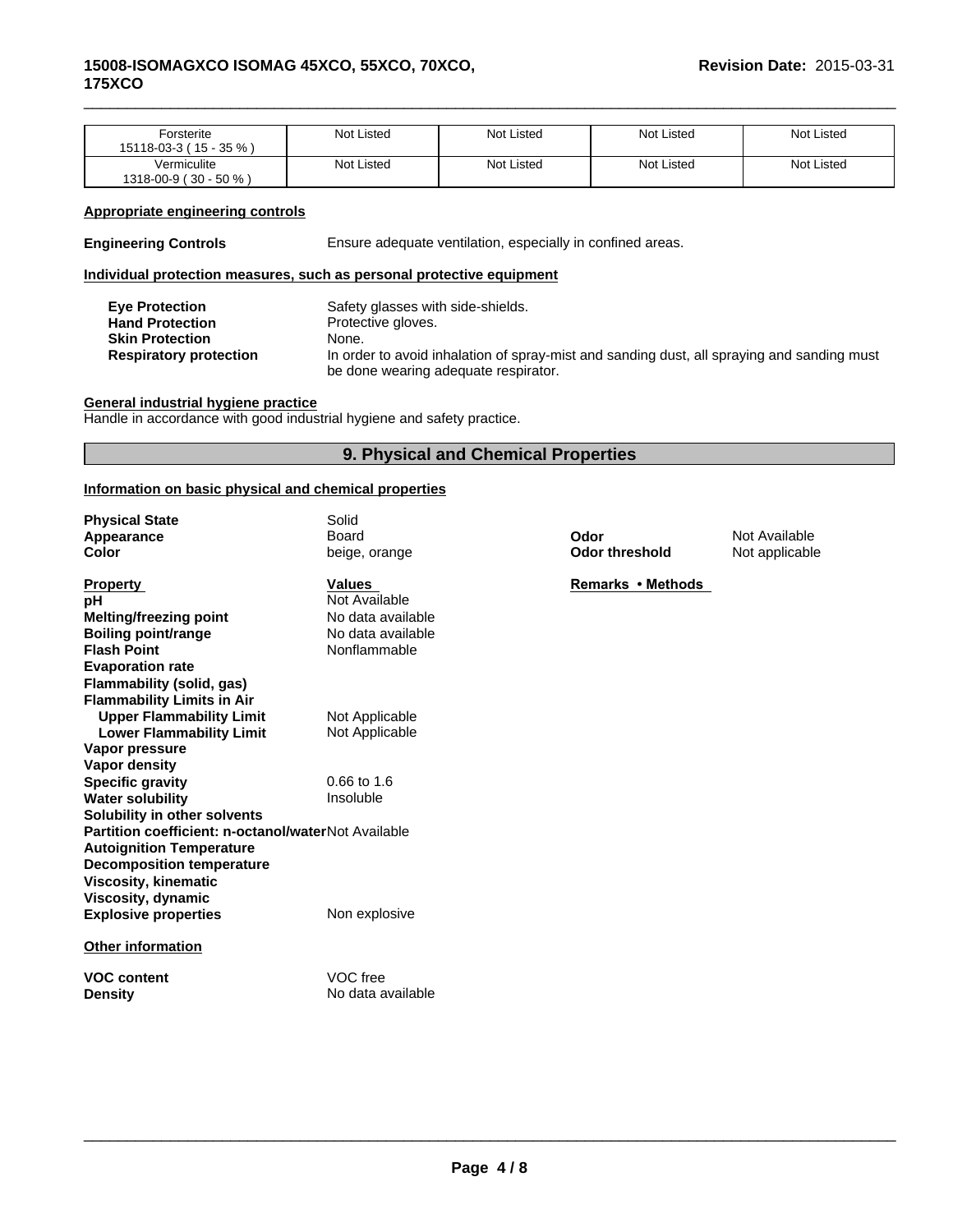| Forsterite 15118-03-3 ( 15 - 35 % ) | Not Listed | Not Listed | Not Listed | Not Listed |
| --- | --- | --- | --- | --- |
| Vermiculite 1318-00-9 ( 30 - 50 % ) | Not Listed | Not Listed | Not Listed | Not Listed |

**Appropriate engineering controls**

**Engineering Controls** Ensure adequate ventilation, especially in confined areas.

**Individual protection measures, such as personal protective equipment**

**Eye Protection** Safety glasses with side-shields.
**Hand Protection** Protective gloves.
**Skin Protection** None.
**Respiratory protection** In order to avoid inhalation of spray-mist and sanding dust, all spraying and sanding must be done wearing adequate respirator.

**General industrial hygiene practice**
Handle in accordance with good industrial hygiene and safety practice.

## 9. Physical and Chemical Properties

**Information on basic physical and chemical properties**

**Physical State** Solid
**Appearance** Board
**Color** beige, orange
**Odor** Not Available
**Odor threshold** Not applicable

| Property | Values | Remarks • Methods |
| --- | --- | --- |
| pH | Not Available | |
| Melting/freezing point | No data available | |
| Boiling point/range | No data available | |
| Flash Point | Nonflammable | |
| Evaporation rate | | |
| Flammability (solid, gas) | | |
| Flammability Limits in Air | | |
| Upper Flammability Limit | Not Applicable | |
| Lower Flammability Limit | Not Applicable | |
| Vapor pressure | | |
| Vapor density | | |
| Specific gravity | 0.66 to 1.6 | |
| Water solubility | Insoluble | |
| Solubility in other solvents | | |
| Partition coefficient: n-octanol/water | Not Available | |
| Autoignition Temperature | | |
| Decomposition temperature | | |
| Viscosity, kinematic | | |
| Viscosity, dynamic | | |
| Explosive properties | Non explosive | |

**Other information**

**VOC content** VOC free
**Density** No data available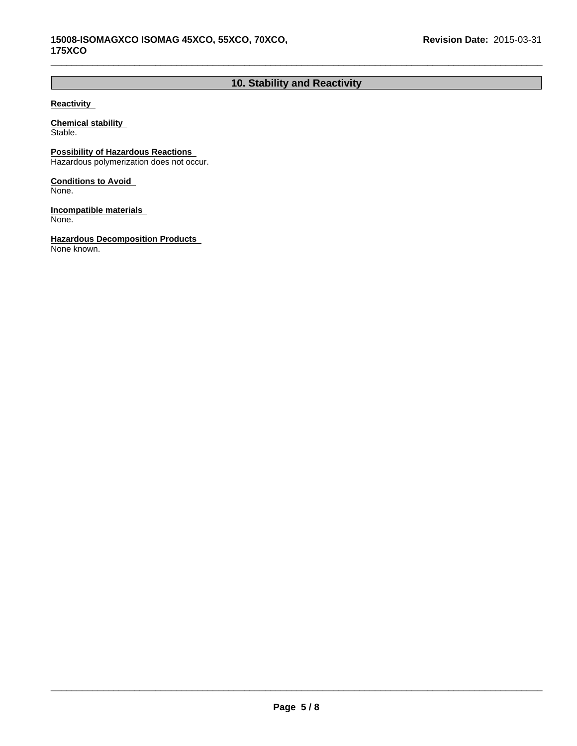## 10. Stability and Reactivity

**Reactivity**

**Chemical stability**
Stable.

**Possibility of Hazardous Reactions**
Hazardous polymerization does not occur.

**Conditions to Avoid**
None.

**Incompatible materials**
None.

**Hazardous Decomposition Products**
None known.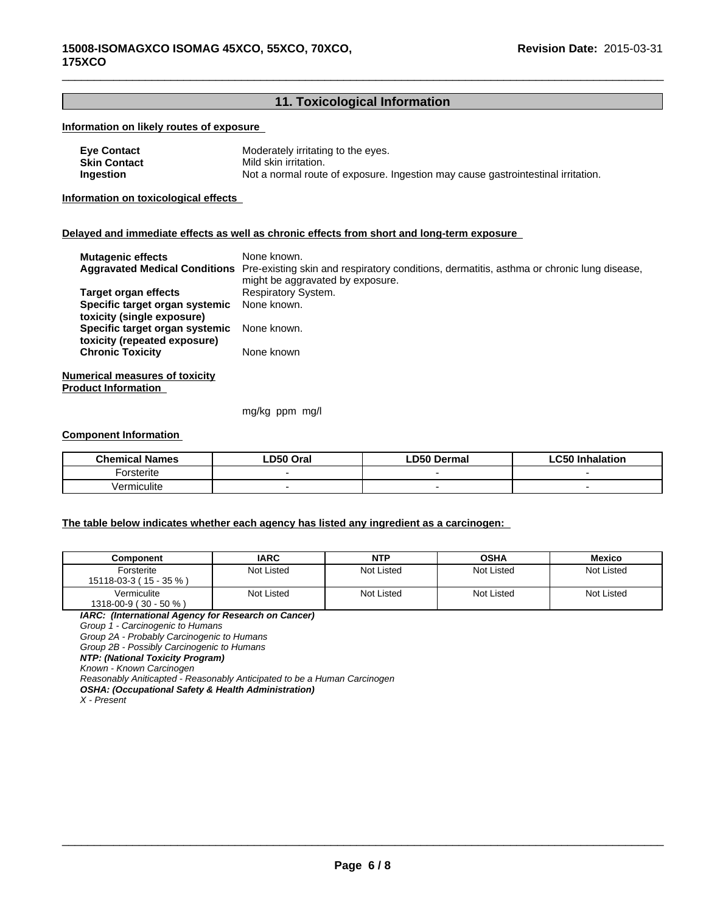## 11. Toxicological Information

**Information on likely routes of exposure**

| | |
|---|---|
| **Eye Contact** | Moderately irritating to the eyes. |
| **Skin Contact** | Mild skin irritation. |
| **Ingestion** | Not a normal route of exposure. Ingestion may cause gastrointestinal irritation. |

**Information on toxicological effects**

**Delayed and immediate effects as well as chronic effects from short and long-term exposure**

| | |
|---|---|
| **Mutagenic effects** | None known. |
| **Aggravated Medical Conditions** | Pre-existing skin and respiratory conditions, dermatitis, asthma or chronic lung disease, might be aggravated by exposure. |
| **Target organ effects** | Respiratory System. |
| **Specific target organ systemic toxicity (single exposure)** | None known. |
| **Specific target organ systemic toxicity (repeated exposure)** | None known. |
| **Chronic Toxicity** | None known |

**Numerical measures of toxicity**
**Product Information**

mg/kg ppm mg/l

**Component Information**

| Chemical Names | LD50 Oral | LD50 Dermal | LC50 Inhalation |
|---|---|---|---|
| Forsterite | - | - | - |
| Vermiculite | - | - | - |

**The table below indicates whether each agency has listed any ingredient as a carcinogen:**

| Component | IARC | NTP | OSHA | Mexico |
|---|---|---|---|---|
| Forsterite 15118-03-3 ( 15 - 35 % ) | Not Listed | Not Listed | Not Listed | Not Listed |
| Vermiculite 1318-00-9 ( 30 - 50 % ) | Not Listed | Not Listed | Not Listed | Not Listed |

***IARC: (International Agency for Research on Cancer)***
*Group 1 - Carcinogenic to Humans*
*Group 2A - Probably Carcinogenic to Humans*
*Group 2B - Possibly Carcinogenic to Humans*
***NTP: (National Toxicity Program)***
*Known - Known Carcinogen*
*Reasonably Aniticapted - Reasonably Anticipated to be a Human Carcinogen*
***OSHA: (Occupational Safety & Health Administration)***
*X - Present*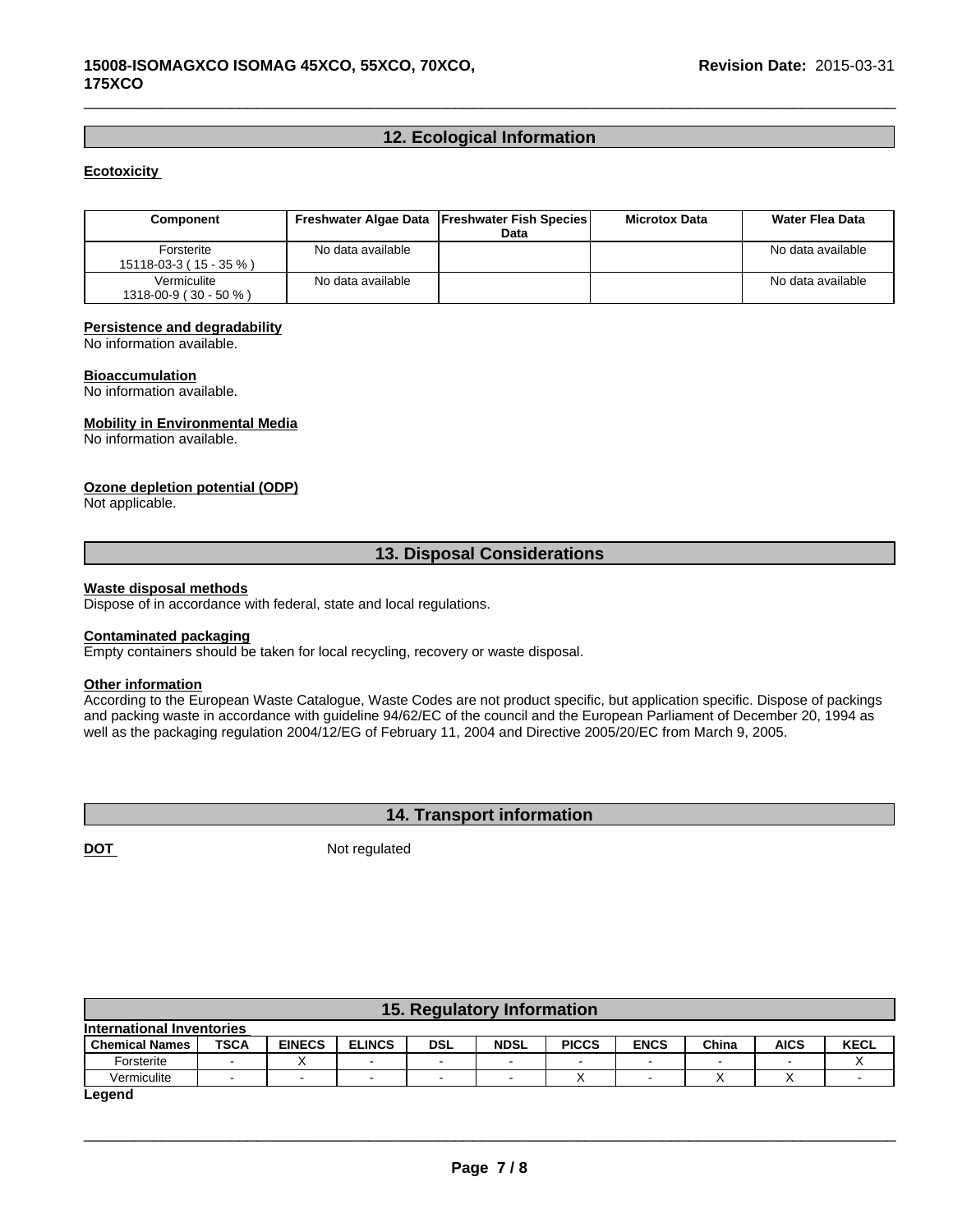## 12. Ecological Information

**Ecotoxicity**

| Component | Freshwater Algae Data | Freshwater Fish Species Data | Microtox Data | Water Flea Data |
|---|---|---|---|---|
| Forsterite<br>15118-03-3 ( 15 - 35 % ) | No data available | | | No data available |
| Vermiculite<br>1318-00-9 ( 30 - 50 % ) | No data available | | | No data available |

**Persistence and degradability**
No information available.

**Bioaccumulation**
No information available.

**Mobility in Environmental Media**
No information available.

**Ozone depletion potential (ODP)**
Not applicable.

## 13. Disposal Considerations

**Waste disposal methods**
Dispose of in accordance with federal, state and local regulations.

**Contaminated packaging**
Empty containers should be taken for local recycling, recovery or waste disposal.

**Other information**
According to the European Waste Catalogue, Waste Codes are not product specific, but application specific. Dispose of packings and packing waste in accordance with guideline 94/62/EC of the council and the European Parliament of December 20, 1994 as well as the packaging regulation 2004/12/EG of February 11, 2004 and Directive 2005/20/EC from March 9, 2005.

## 14. Transport information

**DOT** Not regulated

## 15. Regulatory Information

**International Inventories**

| Chemical Names | TSCA | EINECS | ELINCS | DSL | NDSL | PICCS | ENCS | China | AICS | KECL |
|---|---|---|---|---|---|---|---|---|---|---|
| Forsterite | - | X | - | - | - | - | - | - | - | X |
| Vermiculite | - | - | - | - | - | X | - | X | X | - |

**Legend**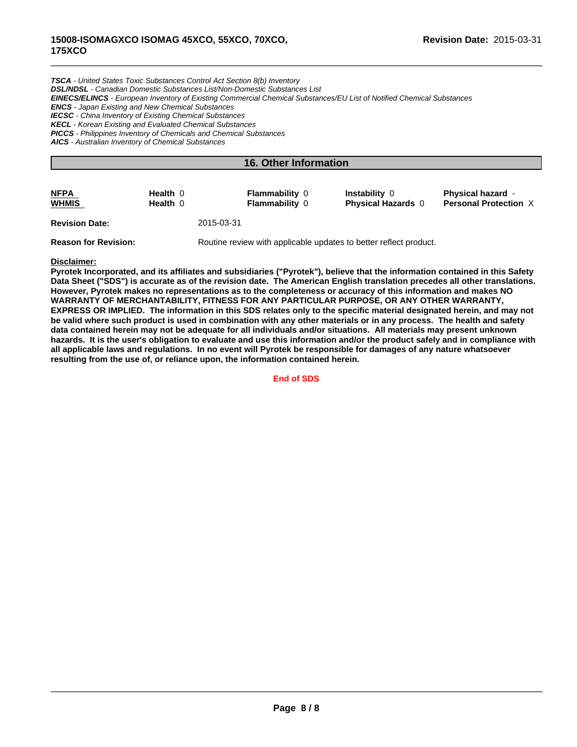*__TSCA__ - United States Toxic Substances Control Act Section 8(b) Inventory*
*__DSL/NDSL__ - Canadian Domestic Substances List/Non-Domestic Substances List*
*__EINECS/ELINCS__ - European Inventory of Existing Commercial Chemical Substances/EU List of Notified Chemical Substances*
*__ENCS__ - Japan Existing and New Chemical Substances*
*__IECSC__ - China Inventory of Existing Chemical Substances*
*__KECL__ - Korean Existing and Evaluated Chemical Substances*
*__PICCS__ - Philippines Inventory of Chemicals and Chemical Substances*
*__AICS__ - Australian Inventory of Chemical Substances*

## 16. Other Information

| | | | | |
|---|---|---|---|---|
| **NFPA** | **Health** 0 | **Flammability** 0 | **Instability** 0 | **Physical hazard** - |
| **WHMIS** | **Health** 0 | **Flammability** 0 | **Physical Hazards** 0 | **Personal Protection** X |

**Revision Date:** 2015-03-31

**Reason for Revision:** Routine review with applicable updates to better reflect product.

**Disclaimer:**

**Pyrotek Incorporated, and its affiliates and subsidiaries ("Pyrotek"), believe that the information contained in this Safety Data Sheet ("SDS") is accurate as of the revision date. The American English translation precedes all other translations. However, Pyrotek makes no representations as to the completeness or accuracy of this information and makes NO WARRANTY OF MERCHANTABILITY, FITNESS FOR ANY PARTICULAR PURPOSE, OR ANY OTHER WARRANTY, EXPRESS OR IMPLIED. The information in this SDS relates only to the specific material designated herein, and may not be valid where such product is used in combination with any other materials or in any process. The health and safety data contained herein may not be adequate for all individuals and/or situations. All materials may present unknown hazards. It is the user's obligation to evaluate and use this information and/or the product safely and in compliance with all applicable laws and regulations. In no event will Pyrotek be responsible for damages of any nature whatsoever resulting from the use of, or reliance upon, the information contained herein.**

**End of SDS**